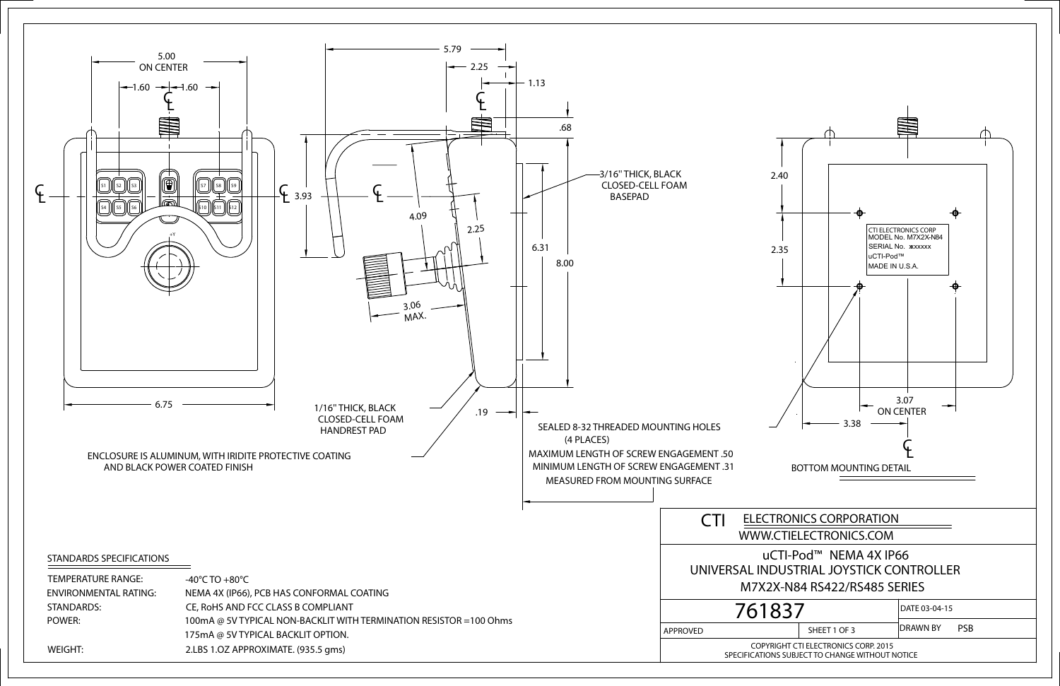5.00 ON CENTER

1.60 — 1.60

6.75

3.93

5.79

2.25

1.13

.68

4.09

2.25

6.31

8.00

3.06 MAX.

.19

3/16" THICK, BLACK CLOSED-CELL FOAM BASEPAD

1/16" THICK, BLACK CLOSED-CELL FOAM HANDREST PAD

SEALED 8-32 THREADED MOUNTING HOLES (4 PLACES)
MAXIMUM LENGTH OF SCREW ENGAGEMENT .50
MINIMUM LENGTH OF SCREW ENGAGEMENT .31
MEASURED FROM MOUNTING SURFACE

ENCLOSURE IS ALUMINUM, WITH IRIDITE PROTECTIVE COATING AND BLACK POWER COATED FINISH

2.40

2.35

CTI ELECTRONICS CORP
MODEL No. M7X2X-N84
SERIAL No. xxxxxx
uCTI-Pod™
MADE IN U.S.A.

3.07 ON CENTER

3.38

BOTTOM MOUNTING DETAIL

## STANDARDS SPECIFICATIONS

| | |
|---|---|
| TEMPERATURE RANGE: | -40°C TO +80°C |
| ENVIRONMENTAL RATING: | NEMA 4X (IP66), PCB HAS CONFORMAL COATING |
| STANDARDS: | CE, RoHS AND FCC CLASS B COMPLIANT |
| POWER: | 100mA @ 5V TYPICAL NON-BACKLIT WITH TERMINATION RESISTOR =100 Ohms |
| | 175mA @ 5V TYPICAL BACKLIT OPTION. |
| WEIGHT: | 2.LBS 1.OZ APPROXIMATE. (935.5 gms) |

CTI ELECTRONICS CORPORATION
WWW.CTIELECTRONICS.COM

uCTI-Pod™ NEMA 4X IP66
UNIVERSAL INDUSTRIAL JOYSTICK CONTROLLER
M7X2X-N84 RS422/RS485 SERIES

| 761837 | | DATE 03-04-15 |
|---|---|---|
| APPROVED | SHEET 1 OF 3 | DRAWN BY PSB |

COPYRIGHT CTI ELECTRONICS CORP. 2015
SPECIFICATIONS SUBJECT TO CHANGE WITHOUT NOTICE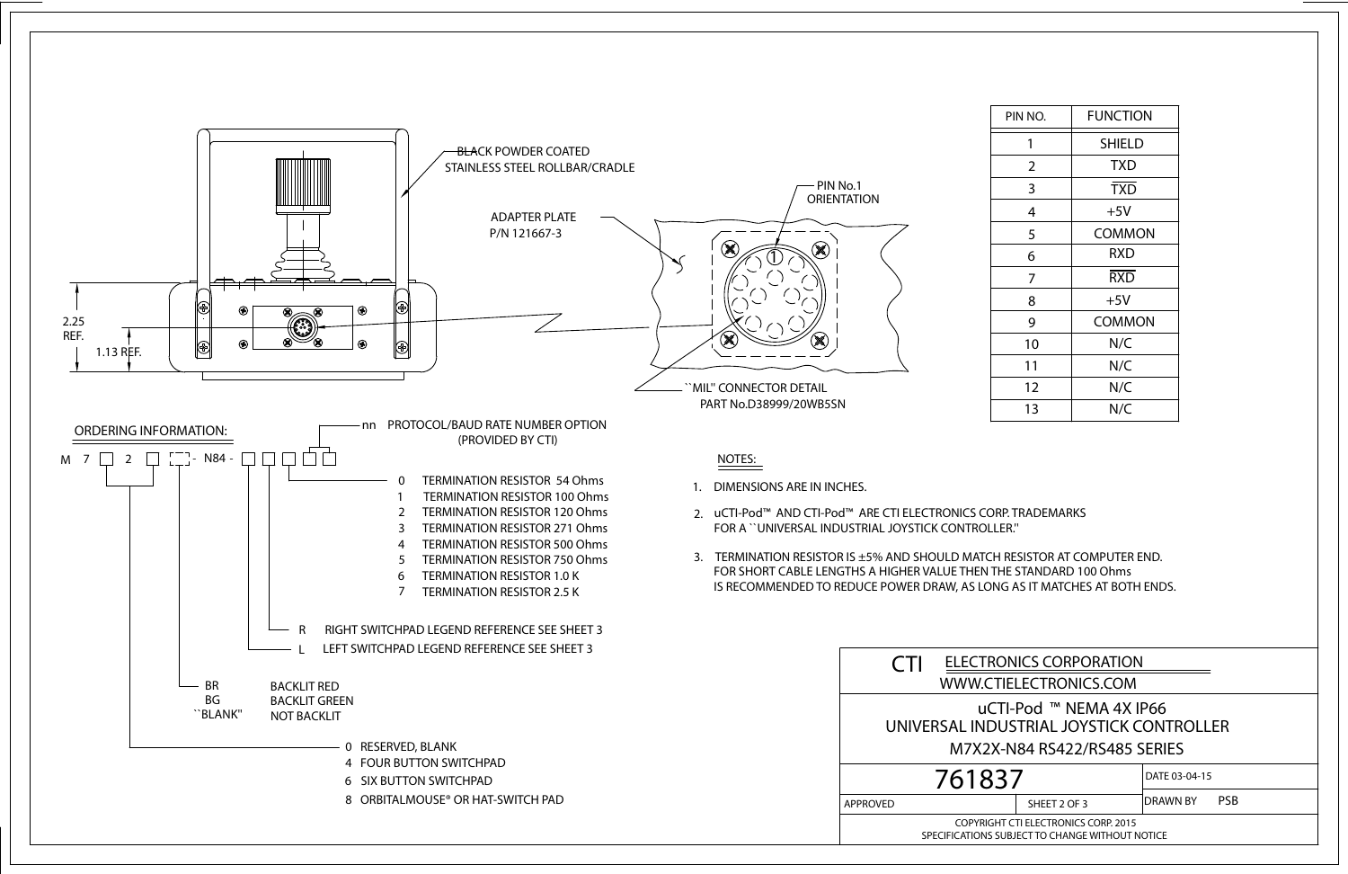BLACK POWDER COATED STAINLESS STEEL ROLLBAR/CRADLE

ADAPTER PLATE P/N 121667-3

PIN No.1 ORIENTATION

2.25 REF.

1.13 REF.

``MIL'' CONNECTOR DETAIL PART No.D38999/20WB5SN

| PIN NO. | FUNCTION |
|---|---|
| 1 | SHIELD |
| 2 | TXD |
| 3 | $\overline{TXD}$ |
| 4 | +5V |
| 5 | COMMON |
| 6 | RXD |
| 7 | $\overline{RXD}$ |
| 8 | +5V |
| 9 | COMMON |
| 10 | N/C |
| 11 | N/C |
| 12 | N/C |
| 13 | N/C |

## ORDERING INFORMATION:

M 7 [ ] 2 [ ] [ ] - N84 - [ ] [ ] [ ] [ ] [ ]

nn PROTOCOL/BAUD RATE NUMBER OPTION (PROVIDED BY CTI)

- 0 TERMINATION RESISTOR 54 Ohms
- 1 TERMINATION RESISTOR 100 Ohms
- 2 TERMINATION RESISTOR 120 Ohms
- 3 TERMINATION RESISTOR 271 Ohms
- 4 TERMINATION RESISTOR 500 Ohms
- 5 TERMINATION RESISTOR 750 Ohms
- 6 TERMINATION RESISTOR 1.0 K
- 7 TERMINATION RESISTOR 2.5 K

- R RIGHT SWITCHPAD LEGEND REFERENCE SEE SHEET 3
- L LEFT SWITCHPAD LEGEND REFERENCE SEE SHEET 3

- BR BACKLIT RED
- BG BACKLIT GREEN
- ``BLANK'' NOT BACKLIT

- 0 RESERVED, BLANK
- 4 FOUR BUTTON SWITCHPAD
- 6 SIX BUTTON SWITCHPAD
- 8 ORBITALMOUSE® OR HAT-SWITCH PAD

## NOTES:

1. DIMENSIONS ARE IN INCHES.
2. uCTI-Pod™ AND CTI-Pod™ ARE CTI ELECTRONICS CORP. TRADEMARKS FOR A ``UNIVERSAL INDUSTRIAL JOYSTICK CONTROLLER.''
3. TERMINATION RESISTOR IS ±5% AND SHOULD MATCH RESISTOR AT COMPUTER END. FOR SHORT CABLE LENGTHS A HIGHER VALUE THEN THE STANDARD 100 Ohms IS RECOMMENDED TO REDUCE POWER DRAW, AS LONG AS IT MATCHES AT BOTH ENDS.

CTI ELECTRONICS CORPORATION
WWW.CTIELECTRONICS.COM

uCTI-Pod ™ NEMA 4X IP66
UNIVERSAL INDUSTRIAL JOYSTICK CONTROLLER
M7X2X-N84 RS422/RS485 SERIES

761837

DATE 03-04-15

APPROVED | SHEET 2 OF 3 | DRAWN BY PSB

COPYRIGHT CTI ELECTRONICS CORP. 2015
SPECIFICATIONS SUBJECT TO CHANGE WITHOUT NOTICE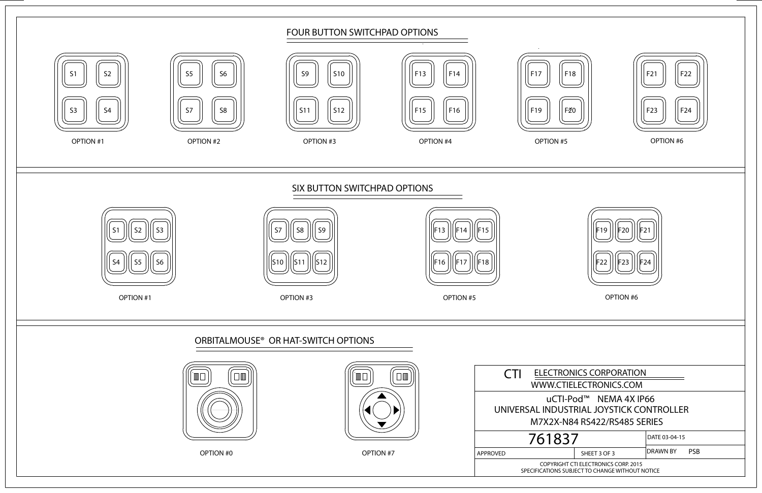## FOUR BUTTON SWITCHPAD OPTIONS

S1 S2
S3 S4
OPTION #1

S5 S6
S7 S8
OPTION #2

S9 S10
S11 S12
OPTION #3

F13 F14
F15 F16
OPTION #4

F17 F18
F19 F20
OPTION #5

F21 F22
F23 F24
OPTION #6

## SIX BUTTON SWITCHPAD OPTIONS

S1 S2 S3
S4 S5 S6
OPTION #1

S7 S8 S9
S10 S11 S12
OPTION #3

F13 F14 F15
F16 F17 F18
OPTION #5

F19 F20 F21
F22 F23 F24
OPTION #6

## ORBITALMOUSE® OR HAT-SWITCH OPTIONS

OPTION #0

OPTION #7

| | | |
|---|---|---|
| CTI ELECTRONICS CORPORATION WWW.CTIELECTRONICS.COM | | |
| uCTI-Pod™ NEMA 4X IP66 UNIVERSAL INDUSTRIAL JOYSTICK CONTROLLER M7X2X-N84 RS422/RS485 SERIES | | |
| 761837 | | DATE 03-04-15 |
| APPROVED | SHEET 3 OF 3 | DRAWN BY PSB |
| COPYRIGHT CTI ELECTRONICS CORP. 2015 SPECIFICATIONS SUBJECT TO CHANGE WITHOUT NOTICE | | |